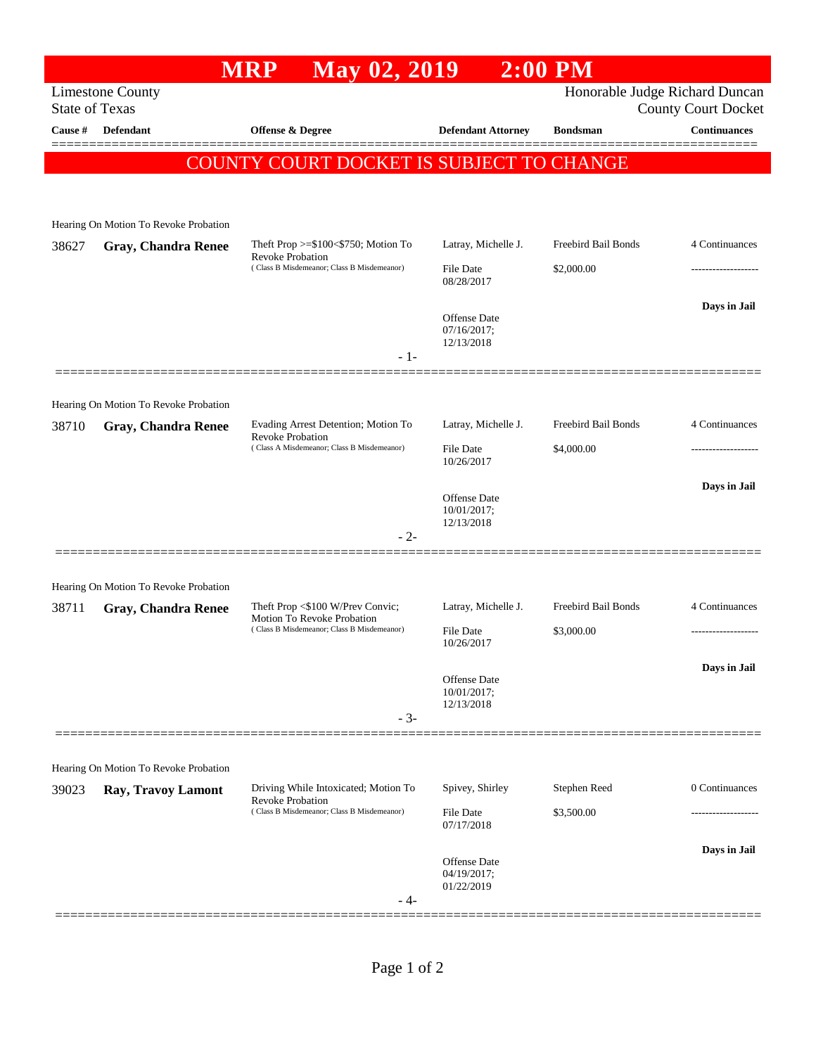# MRP May 02, 2019 2:00 PM

Limestone County
State of Texas

Honorable Judge Richard Duncan
County Court Docket

| Cause # | Defendant | Offense & Degree | Defendant Attorney | Bondsman | Continuances |
|---|---|---|---|---|---|

## COUNTY COURT DOCKET IS SUBJECT TO CHANGE

Hearing On Motion To Revoke Probation

| Cause # | Defendant | Offense & Degree | Defendant Attorney | Bondsman | Continuances |
|---|---|---|---|---|---|
| 38627 | **Gray, Chandra Renee** | Theft Prop >=$100<$750; Motion To Revoke Probation (Class B Misdemeanor; Class B Misdemeanor) | Latray, Michelle J. | Freebird Bail Bonds | 4 Continuances |
| | | | File Date 08/28/2017 | $2,000.00 | ------------------- |
| | | | Offense Date 07/16/2017; 12/13/2018 | | **Days in Jail** |

- 1-

Hearing On Motion To Revoke Probation

| Cause # | Defendant | Offense & Degree | Defendant Attorney | Bondsman | Continuances |
|---|---|---|---|---|---|
| 38710 | **Gray, Chandra Renee** | Evading Arrest Detention; Motion To Revoke Probation (Class A Misdemeanor; Class B Misdemeanor) | Latray, Michelle J. | Freebird Bail Bonds | 4 Continuances |
| | | | File Date 10/26/2017 | $4,000.00 | ------------------- |
| | | | Offense Date 10/01/2017; 12/13/2018 | | **Days in Jail** |

- 2-

Hearing On Motion To Revoke Probation

| Cause # | Defendant | Offense & Degree | Defendant Attorney | Bondsman | Continuances |
|---|---|---|---|---|---|
| 38711 | **Gray, Chandra Renee** | Theft Prop <$100 W/Prev Convic; Motion To Revoke Probation (Class B Misdemeanor; Class B Misdemeanor) | Latray, Michelle J. | Freebird Bail Bonds | 4 Continuances |
| | | | File Date 10/26/2017 | $3,000.00 | ------------------- |
| | | | Offense Date 10/01/2017; 12/13/2018 | | **Days in Jail** |

- 3-

Hearing On Motion To Revoke Probation

| Cause # | Defendant | Offense & Degree | Defendant Attorney | Bondsman | Continuances |
|---|---|---|---|---|---|
| 39023 | **Ray, Travoy Lamont** | Driving While Intoxicated; Motion To Revoke Probation (Class B Misdemeanor; Class B Misdemeanor) | Spivey, Shirley | Stephen Reed | 0 Continuances |
| | | | File Date 07/17/2018 | $3,500.00 | ------------------- |
| | | | Offense Date 04/19/2017; 01/22/2019 | | **Days in Jail** |

- 4-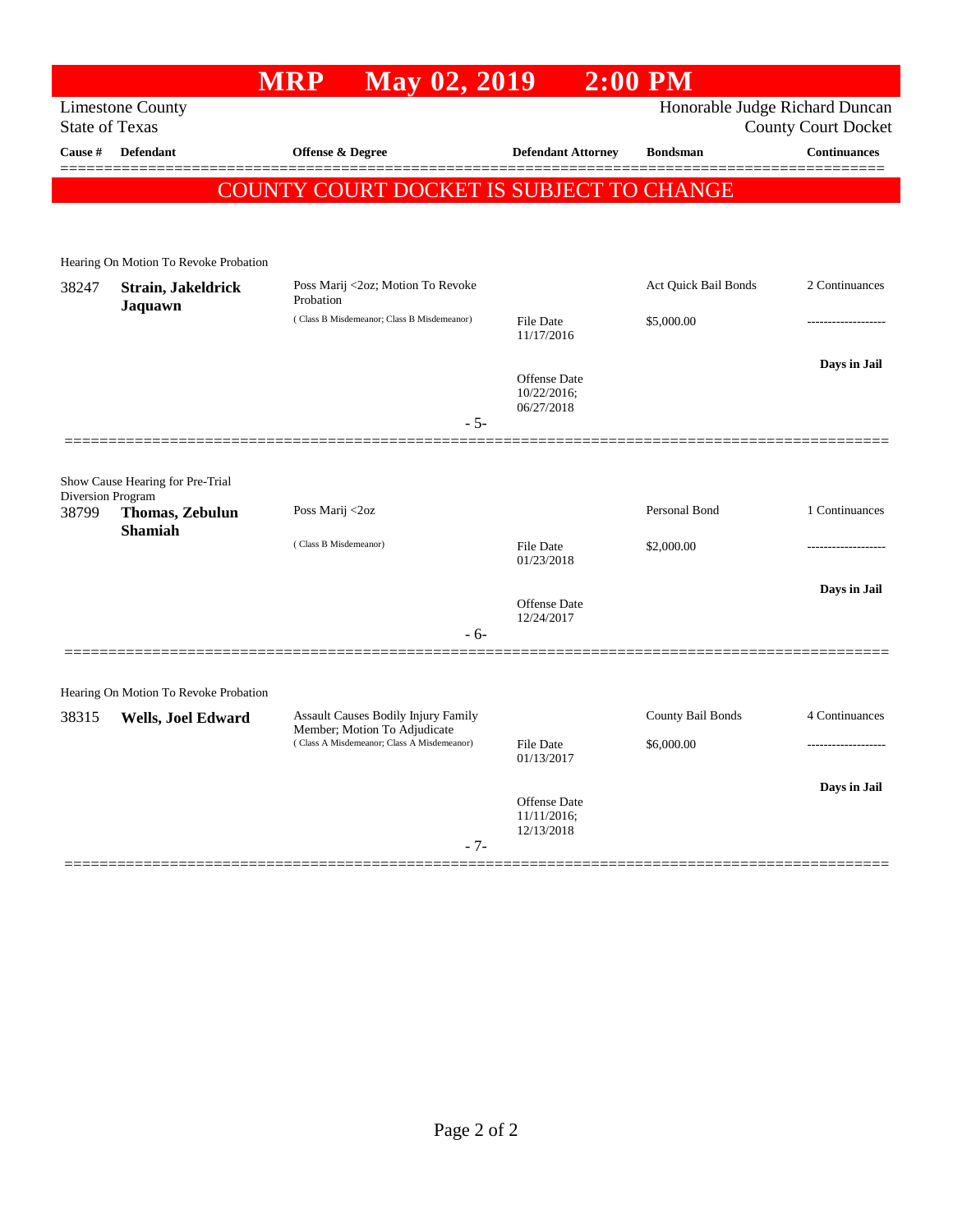# MRP May 02, 2019 2:00 PM

Limestone County
State of Texas

Honorable Judge Richard Duncan
County Court Docket

| Cause # | Defendant | Offense & Degree | Defendant Attorney | Bondsman | Continuances |
|---|---|---|---|---|---|

**COUNTY COURT DOCKET IS SUBJECT TO CHANGE**

---

Hearing On Motion To Revoke Probation

| Cause # | Defendant | Offense & Degree | Defendant Attorney | Bondsman | Continuances |
|---|---|---|---|---|---|
| 38247 | **Strain, Jakeldrick Jaquawn** | Poss Marij <2oz; Motion To Revoke Probation |  | Act Quick Bail Bonds | 2 Continuances |
|  |  | ( Class B Misdemeanor; Class B Misdemeanor) | File Date 11/17/2016 | $5,000.00 | ------------------- |
|  |  |  | Offense Date 10/22/2016; 06/27/2018 |  | **Days in Jail** |

- 5-

---

Show Cause Hearing for Pre-Trial Diversion Program

| Cause # | Defendant | Offense & Degree | Defendant Attorney | Bondsman | Continuances |
|---|---|---|---|---|---|
| 38799 | **Thomas, Zebulun Shamiah** | Poss Marij <2oz |  | Personal Bond | 1 Continuances |
|  |  | ( Class B Misdemeanor) | File Date 01/23/2018 | $2,000.00 | ------------------- |
|  |  |  | Offense Date 12/24/2017 |  | **Days in Jail** |

- 6-

---

Hearing On Motion To Revoke Probation

| Cause # | Defendant | Offense & Degree | Defendant Attorney | Bondsman | Continuances |
|---|---|---|---|---|---|
| 38315 | **Wells, Joel Edward** | Assault Causes Bodily Injury Family Member; Motion To Adjudicate |  | County Bail Bonds | 4 Continuances |
|  |  | ( Class A Misdemeanor; Class A Misdemeanor) | File Date 01/13/2017 | $6,000.00 | ------------------- |
|  |  |  | Offense Date 11/11/2016; 12/13/2018 |  | **Days in Jail** |

- 7-